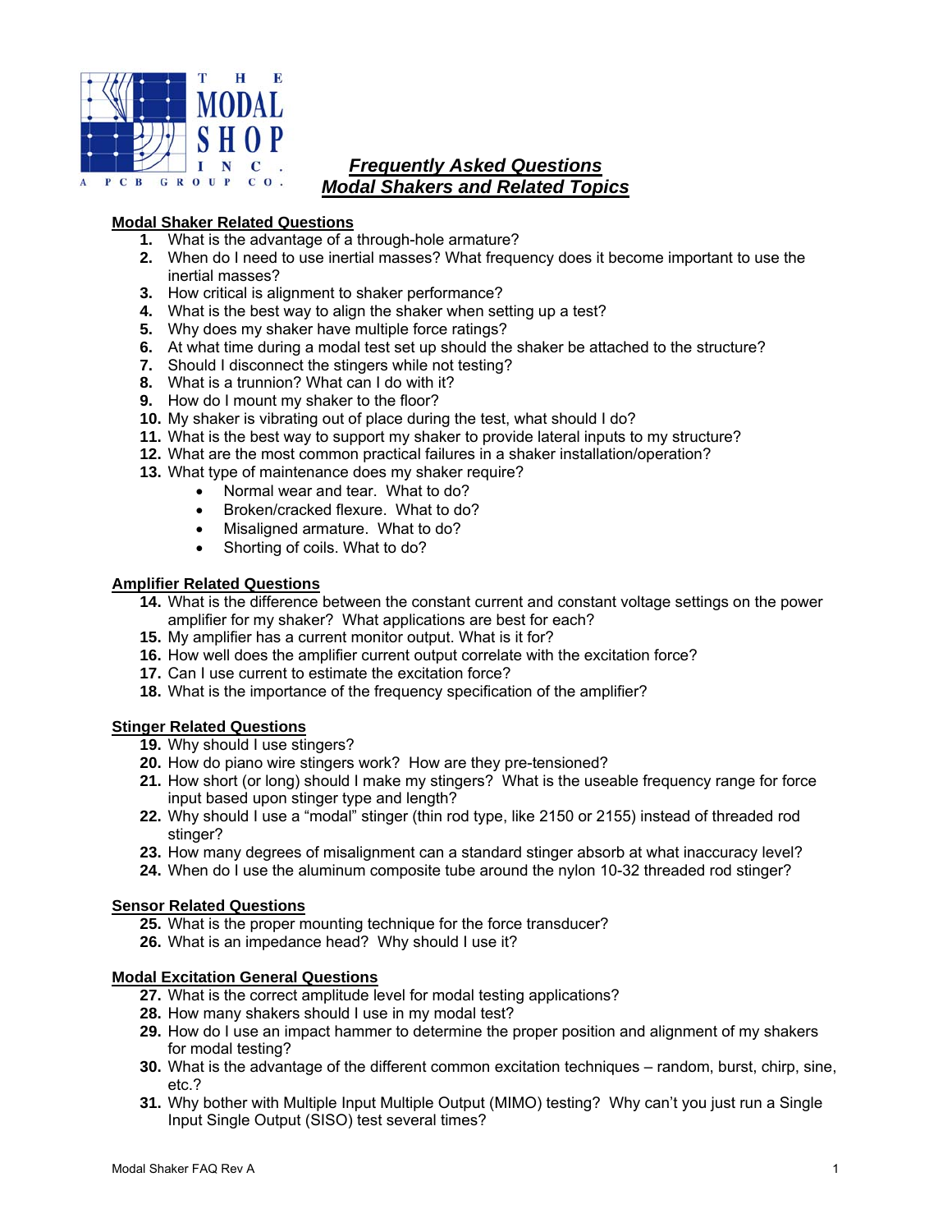THE MODAL SHOP INC.
A PCB GROUP CO.

# *Frequently Asked Questions*
# *Modal Shakers and Related Topics*

## Modal Shaker Related Questions

1. What is the advantage of a through-hole armature?
2. When do I need to use inertial masses? What frequency does it become important to use the inertial masses?
3. How critical is alignment to shaker performance?
4. What is the best way to align the shaker when setting up a test?
5. Why does my shaker have multiple force ratings?
6. At what time during a modal test set up should the shaker be attached to the structure?
7. Should I disconnect the stingers while not testing?
8. What is a trunnion? What can I do with it?
9. How do I mount my shaker to the floor?
10. My shaker is vibrating out of place during the test, what should I do?
11. What is the best way to support my shaker to provide lateral inputs to my structure?
12. What are the most common practical failures in a shaker installation/operation?
13. What type of maintenance does my shaker require?
    - Normal wear and tear. What to do?
    - Broken/cracked flexure. What to do?
    - Misaligned armature. What to do?
    - Shorting of coils. What to do?

## Amplifier Related Questions

14. What is the difference between the constant current and constant voltage settings on the power amplifier for my shaker? What applications are best for each?
15. My amplifier has a current monitor output. What is it for?
16. How well does the amplifier current output correlate with the excitation force?
17. Can I use current to estimate the excitation force?
18. What is the importance of the frequency specification of the amplifier?

## Stinger Related Questions

19. Why should I use stingers?
20. How do piano wire stingers work? How are they pre-tensioned?
21. How short (or long) should I make my stingers? What is the useable frequency range for force input based upon stinger type and length?
22. Why should I use a "modal" stinger (thin rod type, like 2150 or 2155) instead of threaded rod stinger?
23. How many degrees of misalignment can a standard stinger absorb at what inaccuracy level?
24. When do I use the aluminum composite tube around the nylon 10-32 threaded rod stinger?

## Sensor Related Questions

25. What is the proper mounting technique for the force transducer?
26. What is an impedance head? Why should I use it?

## Modal Excitation General Questions

27. What is the correct amplitude level for modal testing applications?
28. How many shakers should I use in my modal test?
29. How do I use an impact hammer to determine the proper position and alignment of my shakers for modal testing?
30. What is the advantage of the different common excitation techniques – random, burst, chirp, sine, etc.?
31. Why bother with Multiple Input Multiple Output (MIMO) testing? Why can't you just run a Single Input Single Output (SISO) test several times?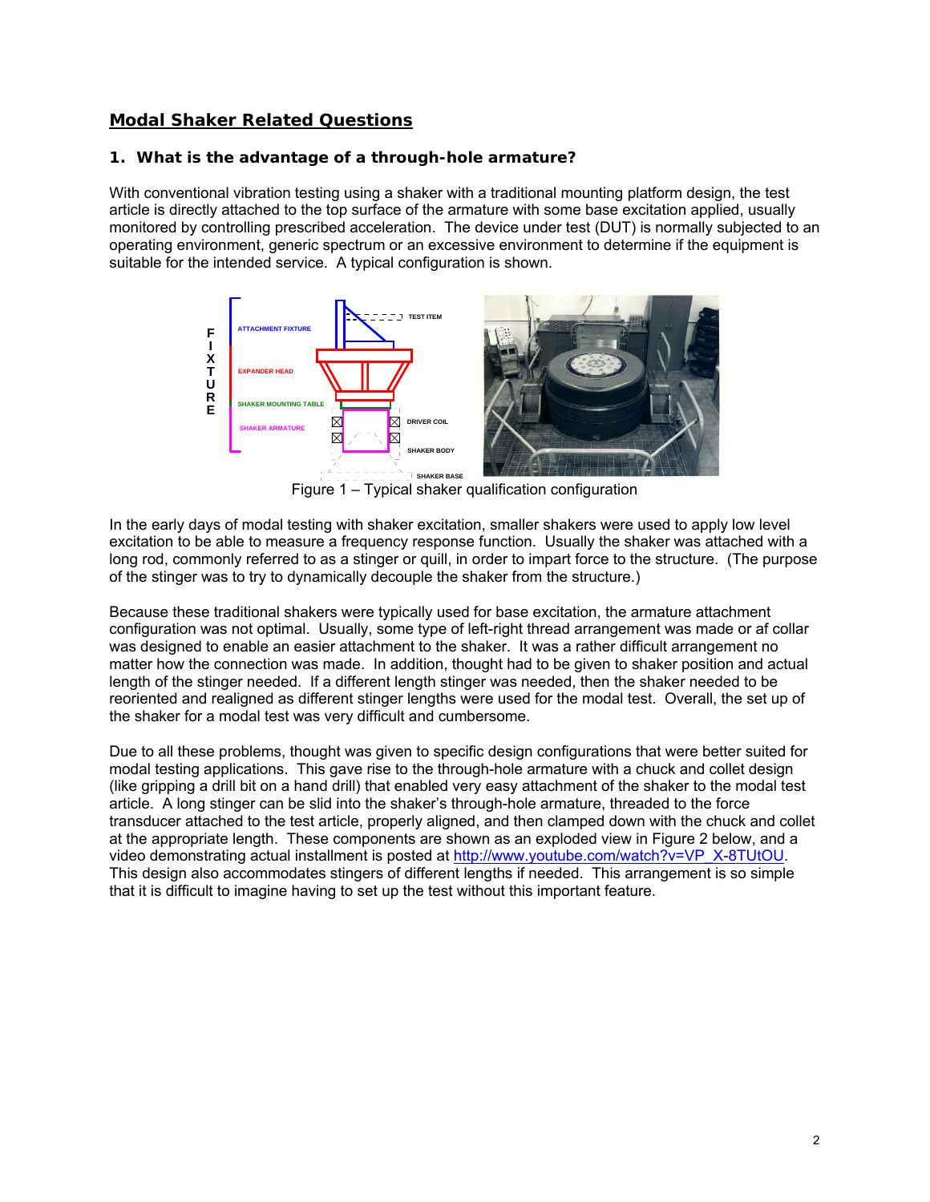## Modal Shaker Related Questions

### 1. What is the advantage of a through-hole armature?

With conventional vibration testing using a shaker with a traditional mounting platform design, the test article is directly attached to the top surface of the armature with some base excitation applied, usually monitored by controlling prescribed acceleration. The device under test (DUT) is normally subjected to an operating environment, generic spectrum or an excessive environment to determine if the equipment is suitable for the intended service. A typical configuration is shown.

Figure 1 – Typical shaker qualification configuration

In the early days of modal testing with shaker excitation, smaller shakers were used to apply low level excitation to be able to measure a frequency response function. Usually the shaker was attached with a long rod, commonly referred to as a stinger or quill, in order to impart force to the structure. (The purpose of the stinger was to try to dynamically decouple the shaker from the structure.)

Because these traditional shakers were typically used for base excitation, the armature attachment configuration was not optimal. Usually, some type of left-right thread arrangement was made or af collar was designed to enable an easier attachment to the shaker. It was a rather difficult arrangement no matter how the connection was made. In addition, thought had to be given to shaker position and actual length of the stinger needed. If a different length stinger was needed, then the shaker needed to be reoriented and realigned as different stinger lengths were used for the modal test. Overall, the set up of the shaker for a modal test was very difficult and cumbersome.

Due to all these problems, thought was given to specific design configurations that were better suited for modal testing applications. This gave rise to the through-hole armature with a chuck and collet design (like gripping a drill bit on a hand drill) that enabled very easy attachment of the shaker to the modal test article. A long stinger can be slid into the shaker's through-hole armature, threaded to the force transducer attached to the test article, properly aligned, and then clamped down with the chuck and collet at the appropriate length. These components are shown as an exploded view in Figure 2 below, and a video demonstrating actual installment is posted at http://www.youtube.com/watch?v=VP_X-8TUtOU. This design also accommodates stingers of different lengths if needed. This arrangement is so simple that it is difficult to imagine having to set up the test without this important feature.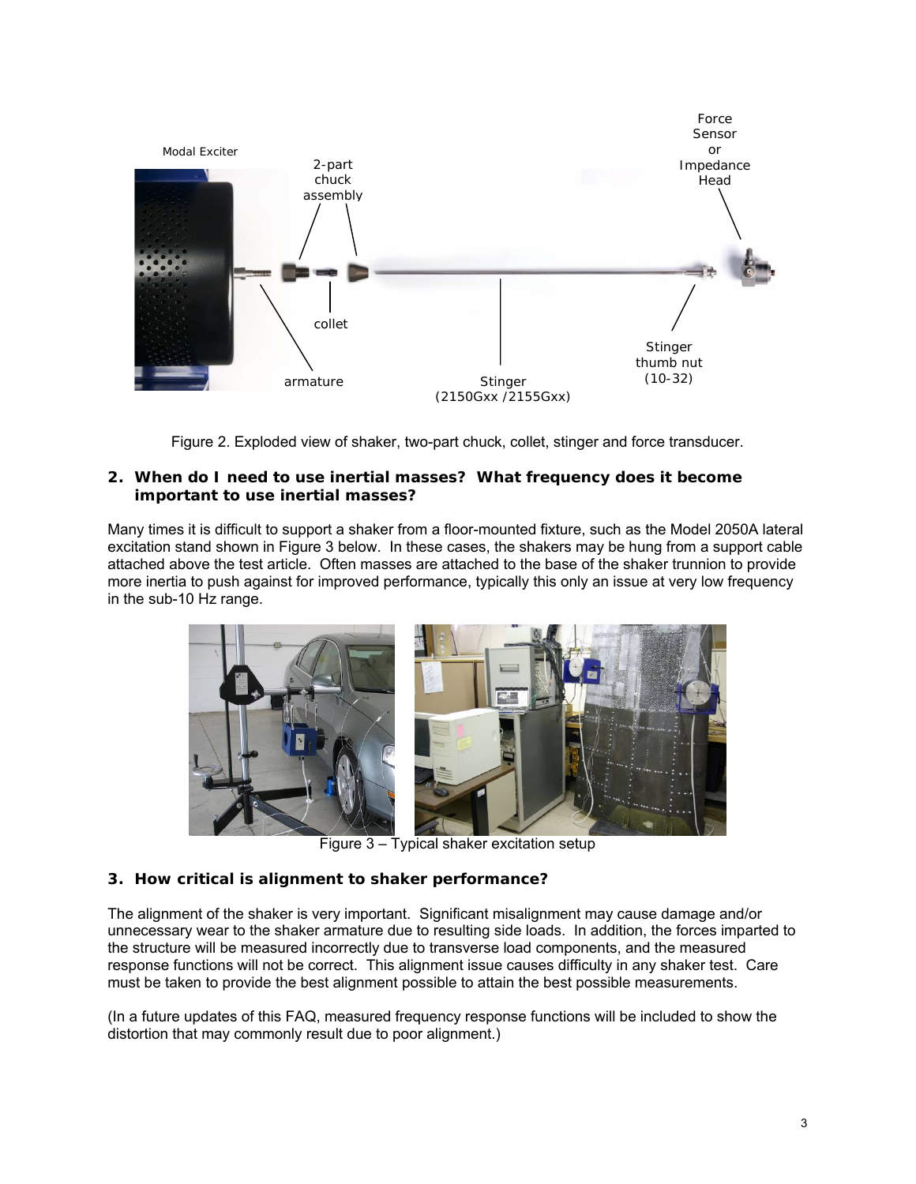Figure 2. Exploded view of shaker, two-part chuck, collet, stinger and force transducer.

## 2. When do I need to use inertial masses? What frequency does it become important to use inertial masses?

Many times it is difficult to support a shaker from a floor-mounted fixture, such as the Model 2050A lateral excitation stand shown in Figure 3 below. In these cases, the shakers may be hung from a support cable attached above the test article. Often masses are attached to the base of the shaker trunnion to provide more inertia to push against for improved performance, typically this only an issue at very low frequency in the sub-10 Hz range.

Figure 3 – Typical shaker excitation setup

## 3. How critical is alignment to shaker performance?

The alignment of the shaker is very important. Significant misalignment may cause damage and/or unnecessary wear to the shaker armature due to resulting side loads. In addition, the forces imparted to the structure will be measured incorrectly due to transverse load components, and the measured response functions will not be correct. This alignment issue causes difficulty in any shaker test. Care must be taken to provide the best alignment possible to attain the best possible measurements.

(In a future updates of this FAQ, measured frequency response functions will be included to show the distortion that may commonly result due to poor alignment.)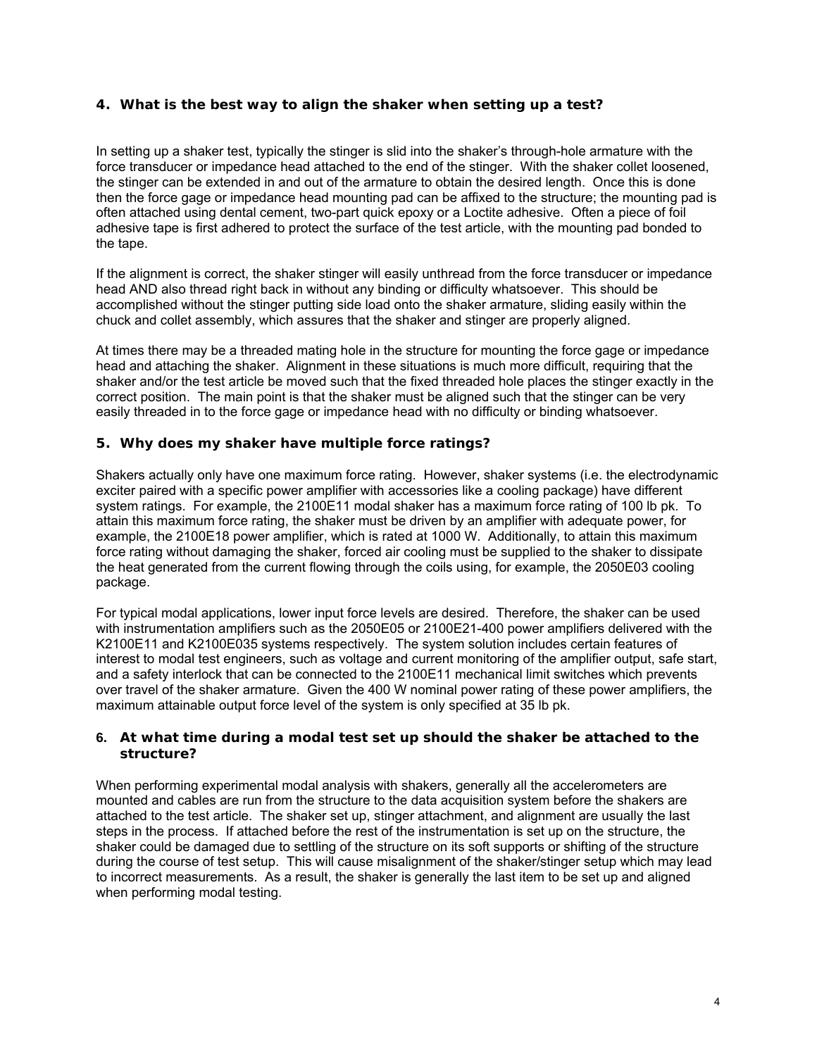### 4. What is the best way to align the shaker when setting up a test?

In setting up a shaker test, typically the stinger is slid into the shaker's through-hole armature with the force transducer or impedance head attached to the end of the stinger. With the shaker collet loosened, the stinger can be extended in and out of the armature to obtain the desired length. Once this is done then the force gage or impedance head mounting pad can be affixed to the structure; the mounting pad is often attached using dental cement, two-part quick epoxy or a Loctite adhesive. Often a piece of foil adhesive tape is first adhered to protect the surface of the test article, with the mounting pad bonded to the tape.

If the alignment is correct, the shaker stinger will easily unthread from the force transducer or impedance head AND also thread right back in without any binding or difficulty whatsoever. This should be accomplished without the stinger putting side load onto the shaker armature, sliding easily within the chuck and collet assembly, which assures that the shaker and stinger are properly aligned.

At times there may be a threaded mating hole in the structure for mounting the force gage or impedance head and attaching the shaker. Alignment in these situations is much more difficult, requiring that the shaker and/or the test article be moved such that the fixed threaded hole places the stinger exactly in the correct position. The main point is that the shaker must be aligned such that the stinger can be very easily threaded in to the force gage or impedance head with no difficulty or binding whatsoever.

### 5. Why does my shaker have multiple force ratings?

Shakers actually only have one maximum force rating. However, shaker systems (i.e. the electrodynamic exciter paired with a specific power amplifier with accessories like a cooling package) have different system ratings. For example, the 2100E11 modal shaker has a maximum force rating of 100 lb pk. To attain this maximum force rating, the shaker must be driven by an amplifier with adequate power, for example, the 2100E18 power amplifier, which is rated at 1000 W. Additionally, to attain this maximum force rating without damaging the shaker, forced air cooling must be supplied to the shaker to dissipate the heat generated from the current flowing through the coils using, for example, the 2050E03 cooling package.

For typical modal applications, lower input force levels are desired. Therefore, the shaker can be used with instrumentation amplifiers such as the 2050E05 or 2100E21-400 power amplifiers delivered with the K2100E11 and K2100E035 systems respectively. The system solution includes certain features of interest to modal test engineers, such as voltage and current monitoring of the amplifier output, safe start, and a safety interlock that can be connected to the 2100E11 mechanical limit switches which prevents over travel of the shaker armature. Given the 400 W nominal power rating of these power amplifiers, the maximum attainable output force level of the system is only specified at 35 lb pk.

### 6. At what time during a modal test set up should the shaker be attached to the structure?

When performing experimental modal analysis with shakers, generally all the accelerometers are mounted and cables are run from the structure to the data acquisition system before the shakers are attached to the test article. The shaker set up, stinger attachment, and alignment are usually the last steps in the process. If attached before the rest of the instrumentation is set up on the structure, the shaker could be damaged due to settling of the structure on its soft supports or shifting of the structure during the course of test setup. This will cause misalignment of the shaker/stinger setup which may lead to incorrect measurements. As a result, the shaker is generally the last item to be set up and aligned when performing modal testing.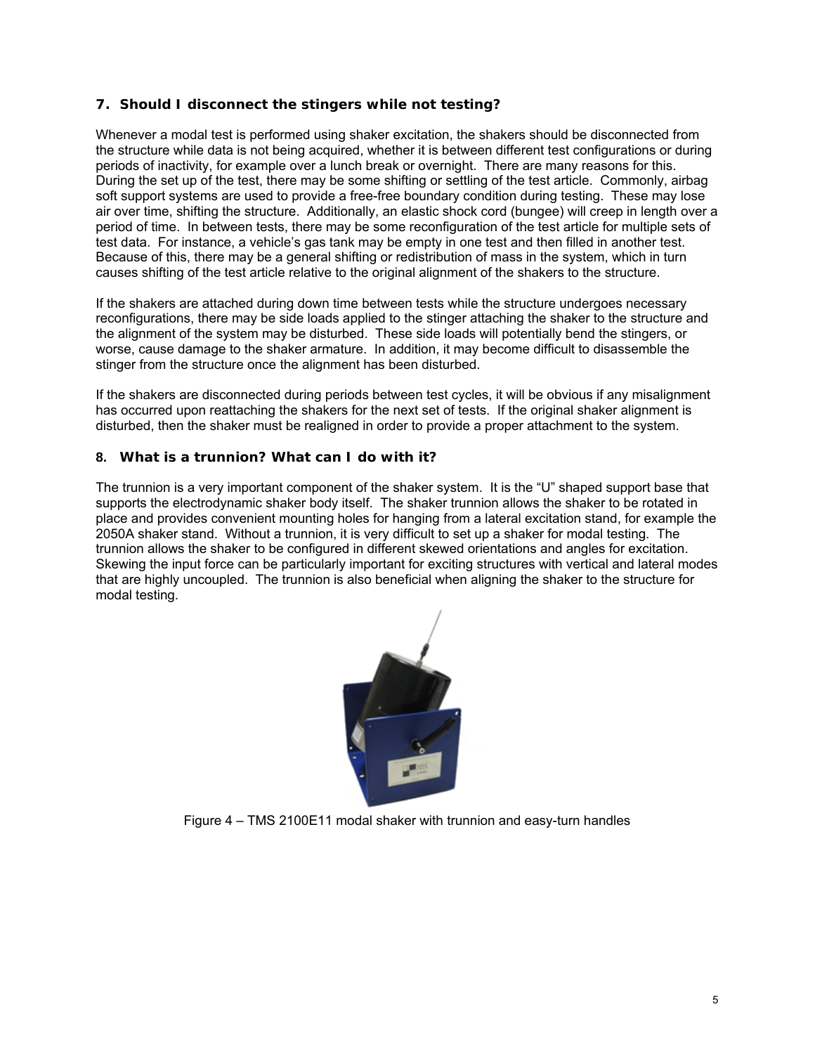### 7. Should I disconnect the stingers while not testing?

Whenever a modal test is performed using shaker excitation, the shakers should be disconnected from the structure while data is not being acquired, whether it is between different test configurations or during periods of inactivity, for example over a lunch break or overnight. There are many reasons for this. During the set up of the test, there may be some shifting or settling of the test article. Commonly, airbag soft support systems are used to provide a free-free boundary condition during testing. These may lose air over time, shifting the structure. Additionally, an elastic shock cord (bungee) will creep in length over a period of time. In between tests, there may be some reconfiguration of the test article for multiple sets of test data. For instance, a vehicle's gas tank may be empty in one test and then filled in another test. Because of this, there may be a general shifting or redistribution of mass in the system, which in turn causes shifting of the test article relative to the original alignment of the shakers to the structure.

If the shakers are attached during down time between tests while the structure undergoes necessary reconfigurations, there may be side loads applied to the stinger attaching the shaker to the structure and the alignment of the system may be disturbed. These side loads will potentially bend the stingers, or worse, cause damage to the shaker armature. In addition, it may become difficult to disassemble the stinger from the structure once the alignment has been disturbed.

If the shakers are disconnected during periods between test cycles, it will be obvious if any misalignment has occurred upon reattaching the shakers for the next set of tests. If the original shaker alignment is disturbed, then the shaker must be realigned in order to provide a proper attachment to the system.

### 8. What is a trunnion? What can I do with it?

The trunnion is a very important component of the shaker system. It is the "U" shaped support base that supports the electrodynamic shaker body itself. The shaker trunnion allows the shaker to be rotated in place and provides convenient mounting holes for hanging from a lateral excitation stand, for example the 2050A shaker stand. Without a trunnion, it is very difficult to set up a shaker for modal testing. The trunnion allows the shaker to be configured in different skewed orientations and angles for excitation. Skewing the input force can be particularly important for exciting structures with vertical and lateral modes that are highly uncoupled. The trunnion is also beneficial when aligning the shaker to the structure for modal testing.

Figure 4 – TMS 2100E11 modal shaker with trunnion and easy-turn handles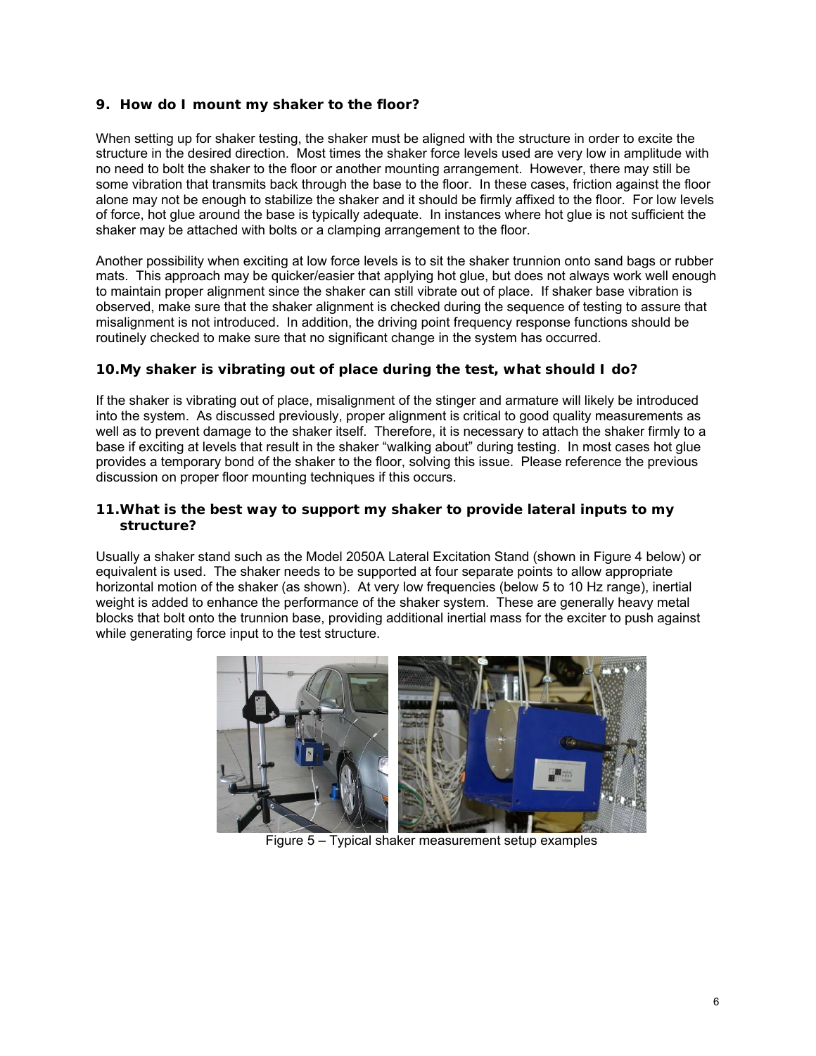## 9. How do I mount my shaker to the floor?

When setting up for shaker testing, the shaker must be aligned with the structure in order to excite the structure in the desired direction. Most times the shaker force levels used are very low in amplitude with no need to bolt the shaker to the floor or another mounting arrangement. However, there may still be some vibration that transmits back through the base to the floor. In these cases, friction against the floor alone may not be enough to stabilize the shaker and it should be firmly affixed to the floor. For low levels of force, hot glue around the base is typically adequate. In instances where hot glue is not sufficient the shaker may be attached with bolts or a clamping arrangement to the floor.

Another possibility when exciting at low force levels is to sit the shaker trunnion onto sand bags or rubber mats. This approach may be quicker/easier that applying hot glue, but does not always work well enough to maintain proper alignment since the shaker can still vibrate out of place. If shaker base vibration is observed, make sure that the shaker alignment is checked during the sequence of testing to assure that misalignment is not introduced. In addition, the driving point frequency response functions should be routinely checked to make sure that no significant change in the system has occurred.

## 10. My shaker is vibrating out of place during the test, what should I do?

If the shaker is vibrating out of place, misalignment of the stinger and armature will likely be introduced into the system. As discussed previously, proper alignment is critical to good quality measurements as well as to prevent damage to the shaker itself. Therefore, it is necessary to attach the shaker firmly to a base if exciting at levels that result in the shaker "walking about" during testing. In most cases hot glue provides a temporary bond of the shaker to the floor, solving this issue. Please reference the previous discussion on proper floor mounting techniques if this occurs.

## 11. What is the best way to support my shaker to provide lateral inputs to my structure?

Usually a shaker stand such as the Model 2050A Lateral Excitation Stand (shown in Figure 4 below) or equivalent is used. The shaker needs to be supported at four separate points to allow appropriate horizontal motion of the shaker (as shown). At very low frequencies (below 5 to 10 Hz range), inertial weight is added to enhance the performance of the shaker system. These are generally heavy metal blocks that bolt onto the trunnion base, providing additional inertial mass for the exciter to push against while generating force input to the test structure.

Figure 5 – Typical shaker measurement setup examples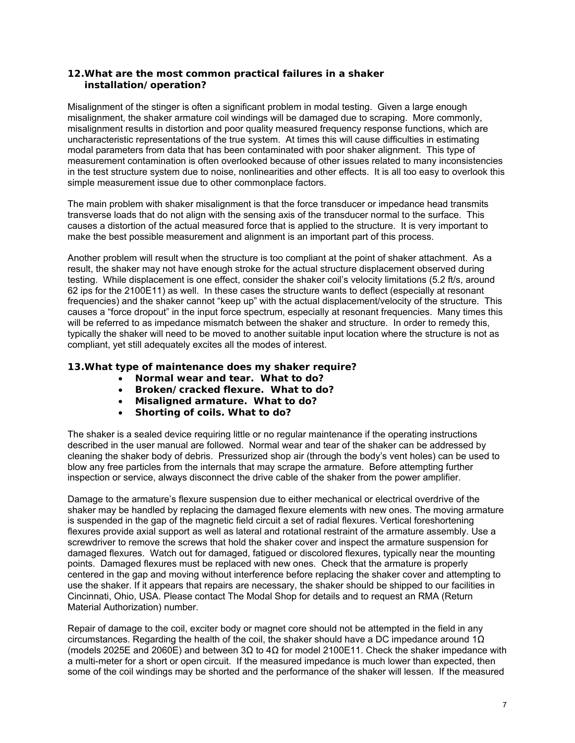## 12. What are the most common practical failures in a shaker installation/operation?

Misalignment of the stinger is often a significant problem in modal testing. Given a large enough misalignment, the shaker armature coil windings will be damaged due to scraping. More commonly, misalignment results in distortion and poor quality measured frequency response functions, which are uncharacteristic representations of the true system. At times this will cause difficulties in estimating modal parameters from data that has been contaminated with poor shaker alignment. This type of measurement contamination is often overlooked because of other issues related to many inconsistencies in the test structure system due to noise, nonlinearities and other effects. It is all too easy to overlook this simple measurement issue due to other commonplace factors.

The main problem with shaker misalignment is that the force transducer or impedance head transmits transverse loads that do not align with the sensing axis of the transducer normal to the surface. This causes a distortion of the actual measured force that is applied to the structure. It is very important to make the best possible measurement and alignment is an important part of this process.

Another problem will result when the structure is too compliant at the point of shaker attachment. As a result, the shaker may not have enough stroke for the actual structure displacement observed during testing. While displacement is one effect, consider the shaker coil's velocity limitations (5.2 ft/s, around 62 ips for the 2100E11) as well. In these cases the structure wants to deflect (especially at resonant frequencies) and the shaker cannot "keep up" with the actual displacement/velocity of the structure. This causes a "force dropout" in the input force spectrum, especially at resonant frequencies. Many times this will be referred to as impedance mismatch between the shaker and structure. In order to remedy this, typically the shaker will need to be moved to another suitable input location where the structure is not as compliant, yet still adequately excites all the modes of interest.

## 13. What type of maintenance does my shaker require?

- **Normal wear and tear. What to do?**
- **Broken/cracked flexure. What to do?**
- **Misaligned armature. What to do?**
- **Shorting of coils. What to do?**

The shaker is a sealed device requiring little or no regular maintenance if the operating instructions described in the user manual are followed. Normal wear and tear of the shaker can be addressed by cleaning the shaker body of debris. Pressurized shop air (through the body's vent holes) can be used to blow any free particles from the internals that may scrape the armature. Before attempting further inspection or service, always disconnect the drive cable of the shaker from the power amplifier.

Damage to the armature's flexure suspension due to either mechanical or electrical overdrive of the shaker may be handled by replacing the damaged flexure elements with new ones. The moving armature is suspended in the gap of the magnetic field circuit a set of radial flexures. Vertical foreshortening flexures provide axial support as well as lateral and rotational restraint of the armature assembly. Use a screwdriver to remove the screws that hold the shaker cover and inspect the armature suspension for damaged flexures. Watch out for damaged, fatigued or discolored flexures, typically near the mounting points. Damaged flexures must be replaced with new ones. Check that the armature is properly centered in the gap and moving without interference before replacing the shaker cover and attempting to use the shaker. If it appears that repairs are necessary, the shaker should be shipped to our facilities in Cincinnati, Ohio, USA. Please contact The Modal Shop for details and to request an RMA (Return Material Authorization) number.

Repair of damage to the coil, exciter body or magnet core should not be attempted in the field in any circumstances. Regarding the health of the coil, the shaker should have a DC impedance around 1Ω (models 2025E and 2060E) and between 3Ω to 4Ω for model 2100E11. Check the shaker impedance with a multi-meter for a short or open circuit. If the measured impedance is much lower than expected, then some of the coil windings may be shorted and the performance of the shaker will lessen. If the measured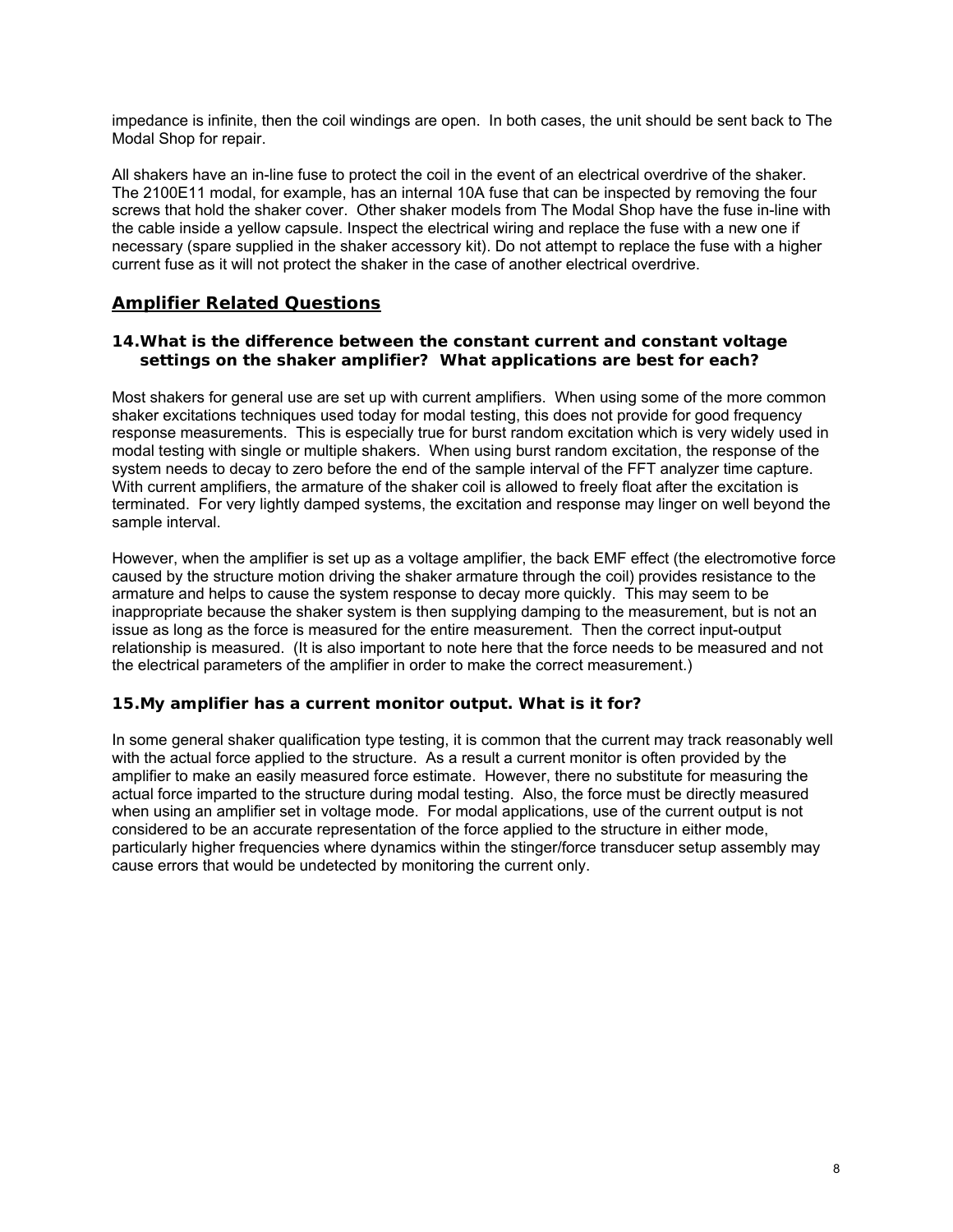impedance is infinite, then the coil windings are open. In both cases, the unit should be sent back to The Modal Shop for repair.

All shakers have an in-line fuse to protect the coil in the event of an electrical overdrive of the shaker. The 2100E11 modal, for example, has an internal 10A fuse that can be inspected by removing the four screws that hold the shaker cover. Other shaker models from The Modal Shop have the fuse in-line with the cable inside a yellow capsule. Inspect the electrical wiring and replace the fuse with a new one if necessary (spare supplied in the shaker accessory kit). Do not attempt to replace the fuse with a higher current fuse as it will not protect the shaker in the case of another electrical overdrive.

## Amplifier Related Questions

### 14. What is the difference between the constant current and constant voltage settings on the shaker amplifier? What applications are best for each?

Most shakers for general use are set up with current amplifiers. When using some of the more common shaker excitations techniques used today for modal testing, this does not provide for good frequency response measurements. This is especially true for burst random excitation which is very widely used in modal testing with single or multiple shakers. When using burst random excitation, the response of the system needs to decay to zero before the end of the sample interval of the FFT analyzer time capture. With current amplifiers, the armature of the shaker coil is allowed to freely float after the excitation is terminated. For very lightly damped systems, the excitation and response may linger on well beyond the sample interval.

However, when the amplifier is set up as a voltage amplifier, the back EMF effect (the electromotive force caused by the structure motion driving the shaker armature through the coil) provides resistance to the armature and helps to cause the system response to decay more quickly. This may seem to be inappropriate because the shaker system is then supplying damping to the measurement, but is not an issue as long as the force is measured for the entire measurement. Then the correct input-output relationship is measured. (It is also important to note here that the force needs to be measured and not the electrical parameters of the amplifier in order to make the correct measurement.)

### 15. My amplifier has a current monitor output. What is it for?

In some general shaker qualification type testing, it is common that the current may track reasonably well with the actual force applied to the structure. As a result a current monitor is often provided by the amplifier to make an easily measured force estimate. However, there no substitute for measuring the actual force imparted to the structure during modal testing. Also, the force must be directly measured when using an amplifier set in voltage mode. For modal applications, use of the current output is not considered to be an accurate representation of the force applied to the structure in either mode, particularly higher frequencies where dynamics within the stinger/force transducer setup assembly may cause errors that would be undetected by monitoring the current only.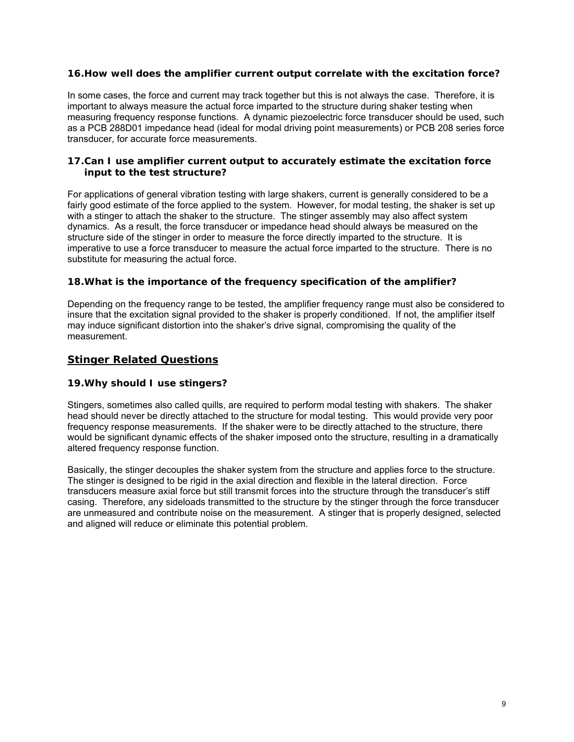### 16. How well does the amplifier current output correlate with the excitation force?

In some cases, the force and current may track together but this is not always the case. Therefore, it is important to always measure the actual force imparted to the structure during shaker testing when measuring frequency response functions. A dynamic piezoelectric force transducer should be used, such as a PCB 288D01 impedance head (ideal for modal driving point measurements) or PCB 208 series force transducer, for accurate force measurements.

### 17. Can I use amplifier current output to accurately estimate the excitation force input to the test structure?

For applications of general vibration testing with large shakers, current is generally considered to be a fairly good estimate of the force applied to the system. However, for modal testing, the shaker is set up with a stinger to attach the shaker to the structure. The stinger assembly may also affect system dynamics. As a result, the force transducer or impedance head should always be measured on the structure side of the stinger in order to measure the force directly imparted to the structure. It is imperative to use a force transducer to measure the actual force imparted to the structure. There is no substitute for measuring the actual force.

### 18. What is the importance of the frequency specification of the amplifier?

Depending on the frequency range to be tested, the amplifier frequency range must also be considered to insure that the excitation signal provided to the shaker is properly conditioned. If not, the amplifier itself may induce significant distortion into the shaker's drive signal, compromising the quality of the measurement.

## Stinger Related Questions

### 19. Why should I use stingers?

Stingers, sometimes also called quills, are required to perform modal testing with shakers. The shaker head should never be directly attached to the structure for modal testing. This would provide very poor frequency response measurements. If the shaker were to be directly attached to the structure, there would be significant dynamic effects of the shaker imposed onto the structure, resulting in a dramatically altered frequency response function.

Basically, the stinger decouples the shaker system from the structure and applies force to the structure. The stinger is designed to be rigid in the axial direction and flexible in the lateral direction. Force transducers measure axial force but still transmit forces into the structure through the transducer's stiff casing. Therefore, any sideloads transmitted to the structure by the stinger through the force transducer are unmeasured and contribute noise on the measurement. A stinger that is properly designed, selected and aligned will reduce or eliminate this potential problem.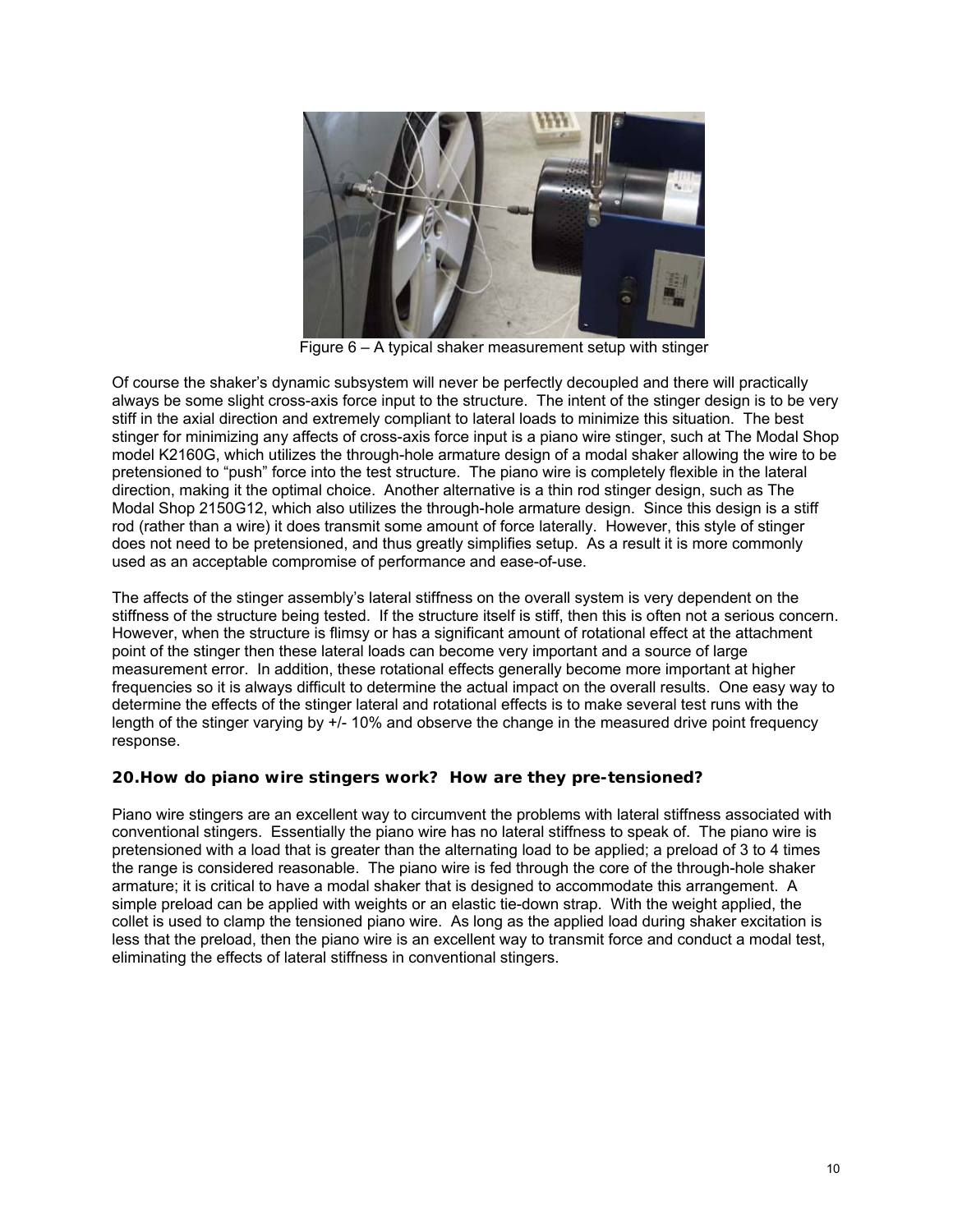Figure 6 – A typical shaker measurement setup with stinger

Of course the shaker's dynamic subsystem will never be perfectly decoupled and there will practically always be some slight cross-axis force input to the structure. The intent of the stinger design is to be very stiff in the axial direction and extremely compliant to lateral loads to minimize this situation. The best stinger for minimizing any affects of cross-axis force input is a piano wire stinger, such at The Modal Shop model K2160G, which utilizes the through-hole armature design of a modal shaker allowing the wire to be pretensioned to "push" force into the test structure. The piano wire is completely flexible in the lateral direction, making it the optimal choice. Another alternative is a thin rod stinger design, such as The Modal Shop 2150G12, which also utilizes the through-hole armature design. Since this design is a stiff rod (rather than a wire) it does transmit some amount of force laterally. However, this style of stinger does not need to be pretensioned, and thus greatly simplifies setup. As a result it is more commonly used as an acceptable compromise of performance and ease-of-use.

The affects of the stinger assembly's lateral stiffness on the overall system is very dependent on the stiffness of the structure being tested. If the structure itself is stiff, then this is often not a serious concern. However, when the structure is flimsy or has a significant amount of rotational effect at the attachment point of the stinger then these lateral loads can become very important and a source of large measurement error. In addition, these rotational effects generally become more important at higher frequencies so it is always difficult to determine the actual impact on the overall results. One easy way to determine the effects of the stinger lateral and rotational effects is to make several test runs with the length of the stinger varying by +/- 10% and observe the change in the measured drive point frequency response.

### 20. How do piano wire stingers work? How are they pre-tensioned?

Piano wire stingers are an excellent way to circumvent the problems with lateral stiffness associated with conventional stingers. Essentially the piano wire has no lateral stiffness to speak of. The piano wire is pretensioned with a load that is greater than the alternating load to be applied; a preload of 3 to 4 times the range is considered reasonable. The piano wire is fed through the core of the through-hole shaker armature; it is critical to have a modal shaker that is designed to accommodate this arrangement. A simple preload can be applied with weights or an elastic tie-down strap. With the weight applied, the collet is used to clamp the tensioned piano wire. As long as the applied load during shaker excitation is less that the preload, then the piano wire is an excellent way to transmit force and conduct a modal test, eliminating the effects of lateral stiffness in conventional stingers.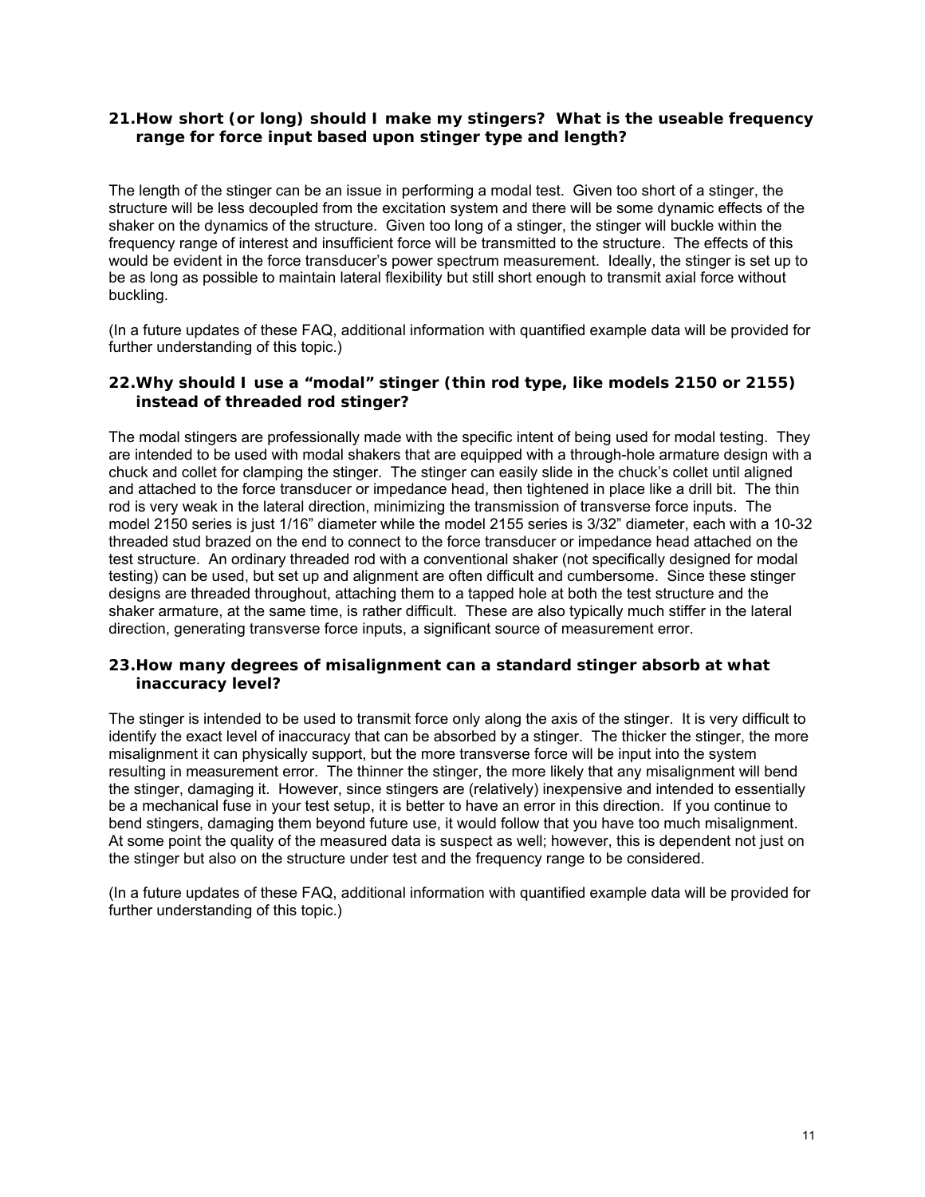### 21. How short (or long) should I make my stingers? What is the useable frequency range for force input based upon stinger type and length?

The length of the stinger can be an issue in performing a modal test. Given too short of a stinger, the structure will be less decoupled from the excitation system and there will be some dynamic effects of the shaker on the dynamics of the structure. Given too long of a stinger, the stinger will buckle within the frequency range of interest and insufficient force will be transmitted to the structure. The effects of this would be evident in the force transducer's power spectrum measurement. Ideally, the stinger is set up to be as long as possible to maintain lateral flexibility but still short enough to transmit axial force without buckling.

(In a future updates of these FAQ, additional information with quantified example data will be provided for further understanding of this topic.)

### 22. Why should I use a "modal" stinger (thin rod type, like models 2150 or 2155) instead of threaded rod stinger?

The modal stingers are professionally made with the specific intent of being used for modal testing. They are intended to be used with modal shakers that are equipped with a through-hole armature design with a chuck and collet for clamping the stinger. The stinger can easily slide in the chuck's collet until aligned and attached to the force transducer or impedance head, then tightened in place like a drill bit. The thin rod is very weak in the lateral direction, minimizing the transmission of transverse force inputs. The model 2150 series is just 1/16" diameter while the model 2155 series is 3/32" diameter, each with a 10-32 threaded stud brazed on the end to connect to the force transducer or impedance head attached on the test structure. An ordinary threaded rod with a conventional shaker (not specifically designed for modal testing) can be used, but set up and alignment are often difficult and cumbersome. Since these stinger designs are threaded throughout, attaching them to a tapped hole at both the test structure and the shaker armature, at the same time, is rather difficult. These are also typically much stiffer in the lateral direction, generating transverse force inputs, a significant source of measurement error.

### 23. How many degrees of misalignment can a standard stinger absorb at what inaccuracy level?

The stinger is intended to be used to transmit force only along the axis of the stinger. It is very difficult to identify the exact level of inaccuracy that can be absorbed by a stinger. The thicker the stinger, the more misalignment it can physically support, but the more transverse force will be input into the system resulting in measurement error. The thinner the stinger, the more likely that any misalignment will bend the stinger, damaging it. However, since stingers are (relatively) inexpensive and intended to essentially be a mechanical fuse in your test setup, it is better to have an error in this direction. If you continue to bend stingers, damaging them beyond future use, it would follow that you have too much misalignment. At some point the quality of the measured data is suspect as well; however, this is dependent not just on the stinger but also on the structure under test and the frequency range to be considered.

(In a future updates of these FAQ, additional information with quantified example data will be provided for further understanding of this topic.)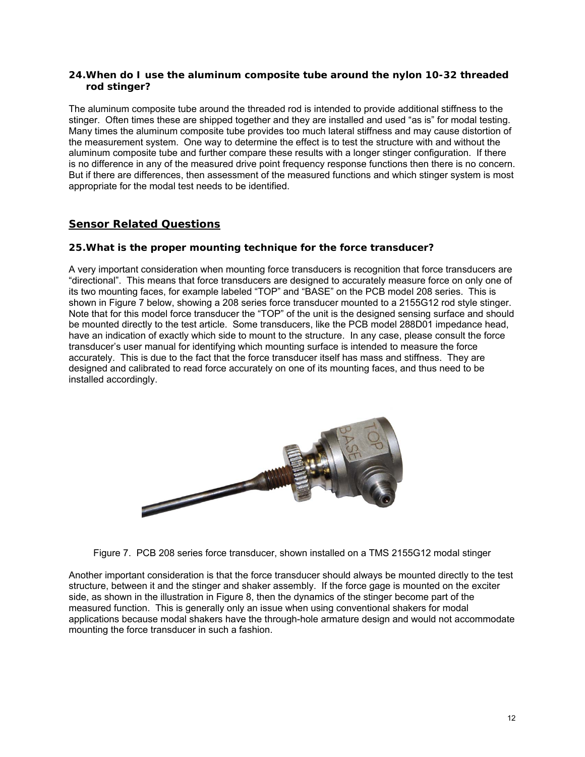## 24. When do I use the aluminum composite tube around the nylon 10-32 threaded rod stinger?

The aluminum composite tube around the threaded rod is intended to provide additional stiffness to the stinger. Often times these are shipped together and they are installed and used "as is" for modal testing. Many times the aluminum composite tube provides too much lateral stiffness and may cause distortion of the measurement system. One way to determine the effect is to test the structure with and without the aluminum composite tube and further compare these results with a longer stinger configuration. If there is no difference in any of the measured drive point frequency response functions then there is no concern. But if there are differences, then assessment of the measured functions and which stinger system is most appropriate for the modal test needs to be identified.

# Sensor Related Questions

## 25. What is the proper mounting technique for the force transducer?

A very important consideration when mounting force transducers is recognition that force transducers are "directional". This means that force transducers are designed to accurately measure force on only one of its two mounting faces, for example labeled "TOP" and "BASE" on the PCB model 208 series. This is shown in Figure 7 below, showing a 208 series force transducer mounted to a 2155G12 rod style stinger. Note that for this model force transducer the "TOP" of the unit is the designed sensing surface and should be mounted directly to the test article. Some transducers, like the PCB model 288D01 impedance head, have an indication of exactly which side to mount to the structure. In any case, please consult the force transducer's user manual for identifying which mounting surface is intended to measure the force accurately. This is due to the fact that the force transducer itself has mass and stiffness. They are designed and calibrated to read force accurately on one of its mounting faces, and thus need to be installed accordingly.

Figure 7. PCB 208 series force transducer, shown installed on a TMS 2155G12 modal stinger

Another important consideration is that the force transducer should always be mounted directly to the test structure, between it and the stinger and shaker assembly. If the force gage is mounted on the exciter side, as shown in the illustration in Figure 8, then the dynamics of the stinger become part of the measured function. This is generally only an issue when using conventional shakers for modal applications because modal shakers have the through-hole armature design and would not accommodate mounting the force transducer in such a fashion.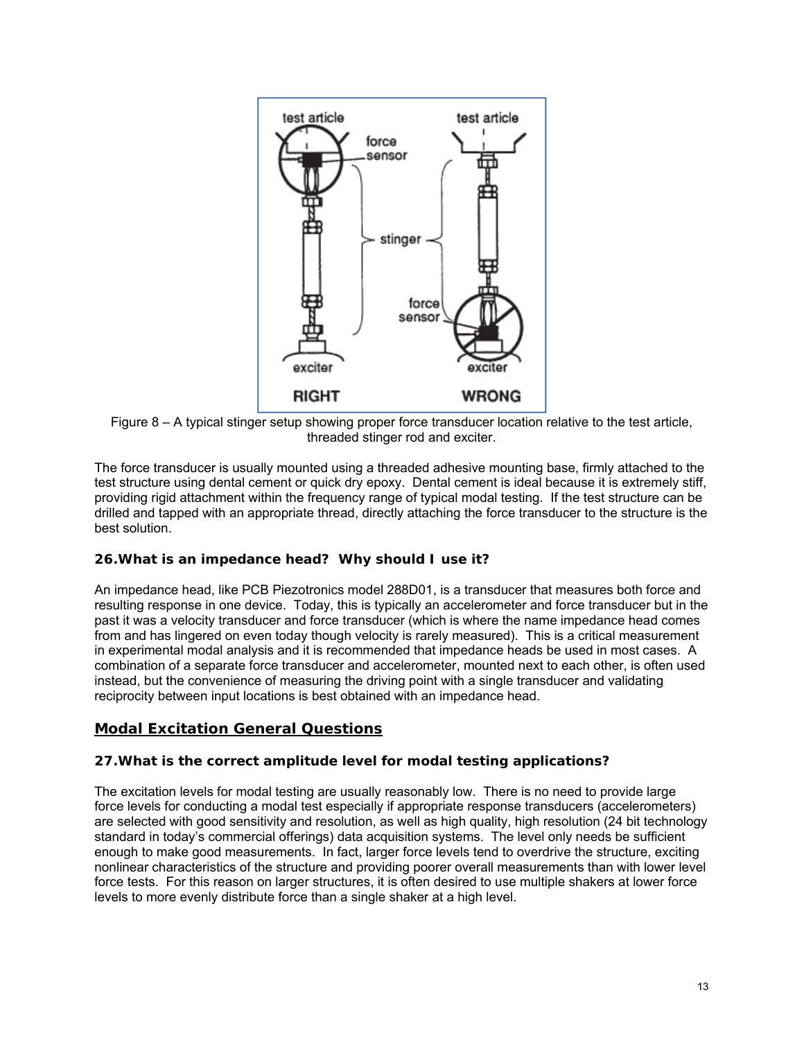Figure 8 – A typical stinger setup showing proper force transducer location relative to the test article, threaded stinger rod and exciter.

The force transducer is usually mounted using a threaded adhesive mounting base, firmly attached to the test structure using dental cement or quick dry epoxy. Dental cement is ideal because it is extremely stiff, providing rigid attachment within the frequency range of typical modal testing. If the test structure can be drilled and tapped with an appropriate thread, directly attaching the force transducer to the structure is the best solution.

### 26. What is an impedance head? Why should I use it?

An impedance head, like PCB Piezotronics model 288D01, is a transducer that measures both force and resulting response in one device. Today, this is typically an accelerometer and force transducer but in the past it was a velocity transducer and force transducer (which is where the name impedance head comes from and has lingered on even today though velocity is rarely measured). This is a critical measurement in experimental modal analysis and it is recommended that impedance heads be used in most cases. A combination of a separate force transducer and accelerometer, mounted next to each other, is often used instead, but the convenience of measuring the driving point with a single transducer and validating reciprocity between input locations is best obtained with an impedance head.

## Modal Excitation General Questions

### 27. What is the correct amplitude level for modal testing applications?

The excitation levels for modal testing are usually reasonably low. There is no need to provide large force levels for conducting a modal test especially if appropriate response transducers (accelerometers) are selected with good sensitivity and resolution, as well as high quality, high resolution (24 bit technology standard in today's commercial offerings) data acquisition systems. The level only needs be sufficient enough to make good measurements. In fact, larger force levels tend to overdrive the structure, exciting nonlinear characteristics of the structure and providing poorer overall measurements than with lower level force tests. For this reason on larger structures, it is often desired to use multiple shakers at lower force levels to more evenly distribute force than a single shaker at a high level.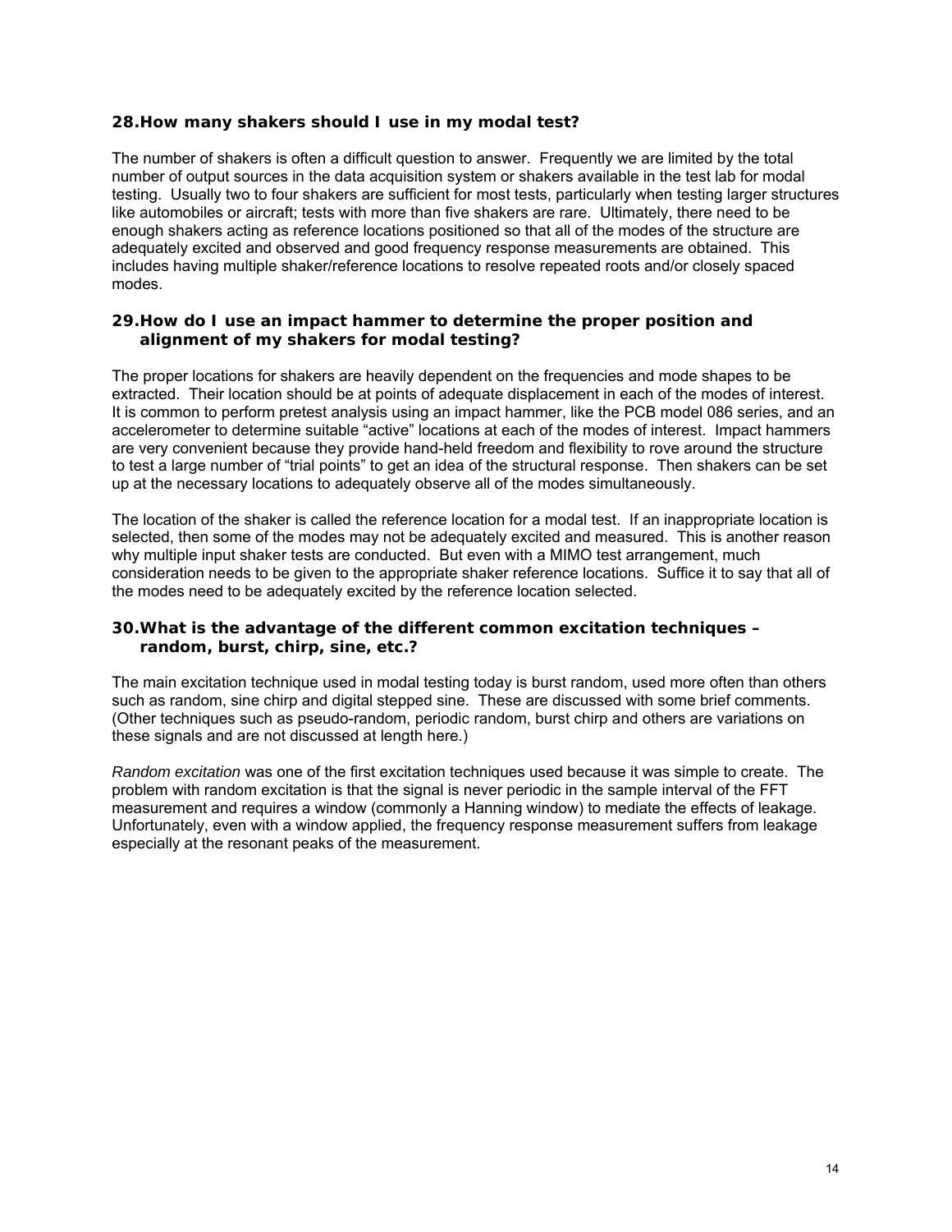### 28. How many shakers should I use in my modal test?

The number of shakers is often a difficult question to answer. Frequently we are limited by the total number of output sources in the data acquisition system or shakers available in the test lab for modal testing. Usually two to four shakers are sufficient for most tests, particularly when testing larger structures like automobiles or aircraft; tests with more than five shakers are rare. Ultimately, there need to be enough shakers acting as reference locations positioned so that all of the modes of the structure are adequately excited and observed and good frequency response measurements are obtained. This includes having multiple shaker/reference locations to resolve repeated roots and/or closely spaced modes.

### 29. How do I use an impact hammer to determine the proper position and alignment of my shakers for modal testing?

The proper locations for shakers are heavily dependent on the frequencies and mode shapes to be extracted. Their location should be at points of adequate displacement in each of the modes of interest. It is common to perform pretest analysis using an impact hammer, like the PCB model 086 series, and an accelerometer to determine suitable "active" locations at each of the modes of interest. Impact hammers are very convenient because they provide hand-held freedom and flexibility to rove around the structure to test a large number of "trial points" to get an idea of the structural response. Then shakers can be set up at the necessary locations to adequately observe all of the modes simultaneously.

The location of the shaker is called the reference location for a modal test. If an inappropriate location is selected, then some of the modes may not be adequately excited and measured. This is another reason why multiple input shaker tests are conducted. But even with a MIMO test arrangement, much consideration needs to be given to the appropriate shaker reference locations. Suffice it to say that all of the modes need to be adequately excited by the reference location selected.

### 30. What is the advantage of the different common excitation techniques – random, burst, chirp, sine, etc.?

The main excitation technique used in modal testing today is burst random, used more often than others such as random, sine chirp and digital stepped sine. These are discussed with some brief comments. (Other techniques such as pseudo-random, periodic random, burst chirp and others are variations on these signals and are not discussed at length here.)

*Random excitation* was one of the first excitation techniques used because it was simple to create. The problem with random excitation is that the signal is never periodic in the sample interval of the FFT measurement and requires a window (commonly a Hanning window) to mediate the effects of leakage. Unfortunately, even with a window applied, the frequency response measurement suffers from leakage especially at the resonant peaks of the measurement.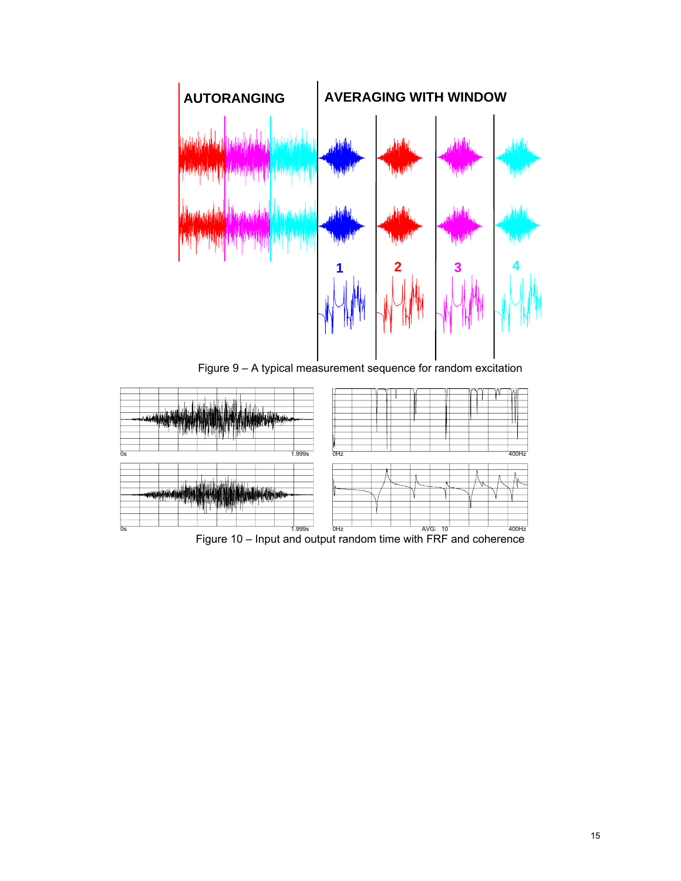Figure 9 – A typical measurement sequence for random excitation

Figure 10 – Input and output random time with FRF and coherence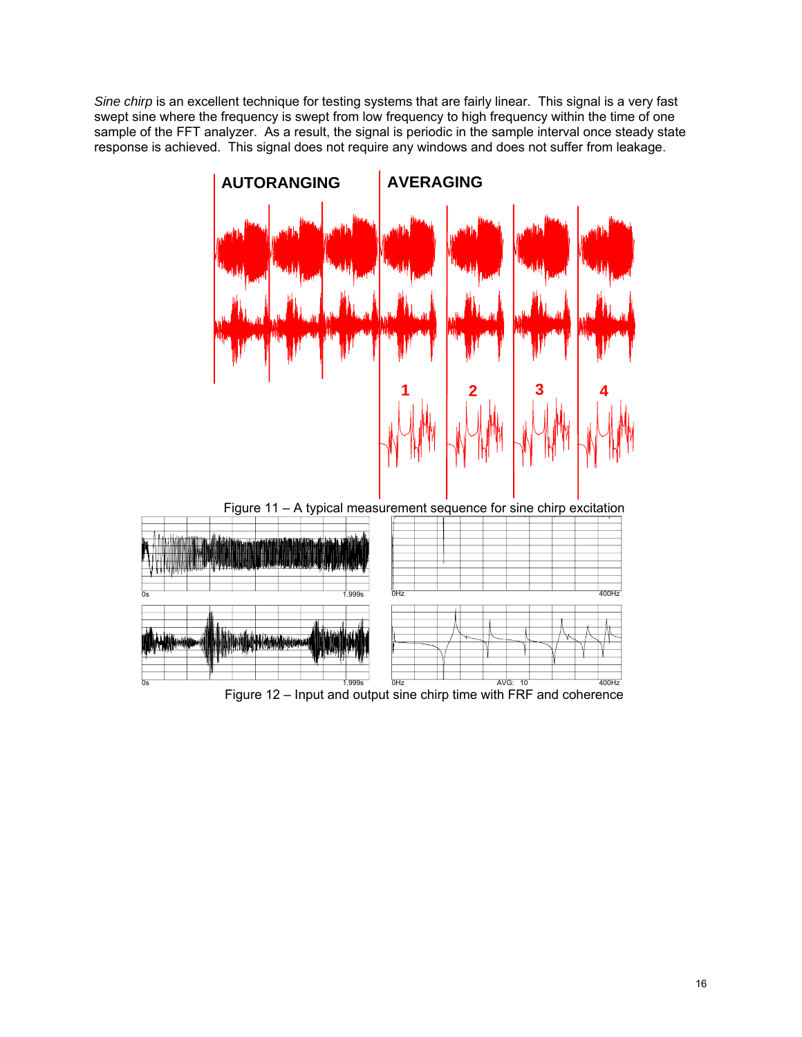*Sine chirp* is an excellent technique for testing systems that are fairly linear. This signal is a very fast swept sine where the frequency is swept from low frequency to high frequency within the time of one sample of the FFT analyzer. As a result, the signal is periodic in the sample interval once steady state response is achieved. This signal does not require any windows and does not suffer from leakage.

Figure 11 – A typical measurement sequence for sine chirp excitation

Figure 12 – Input and output sine chirp time with FRF and coherence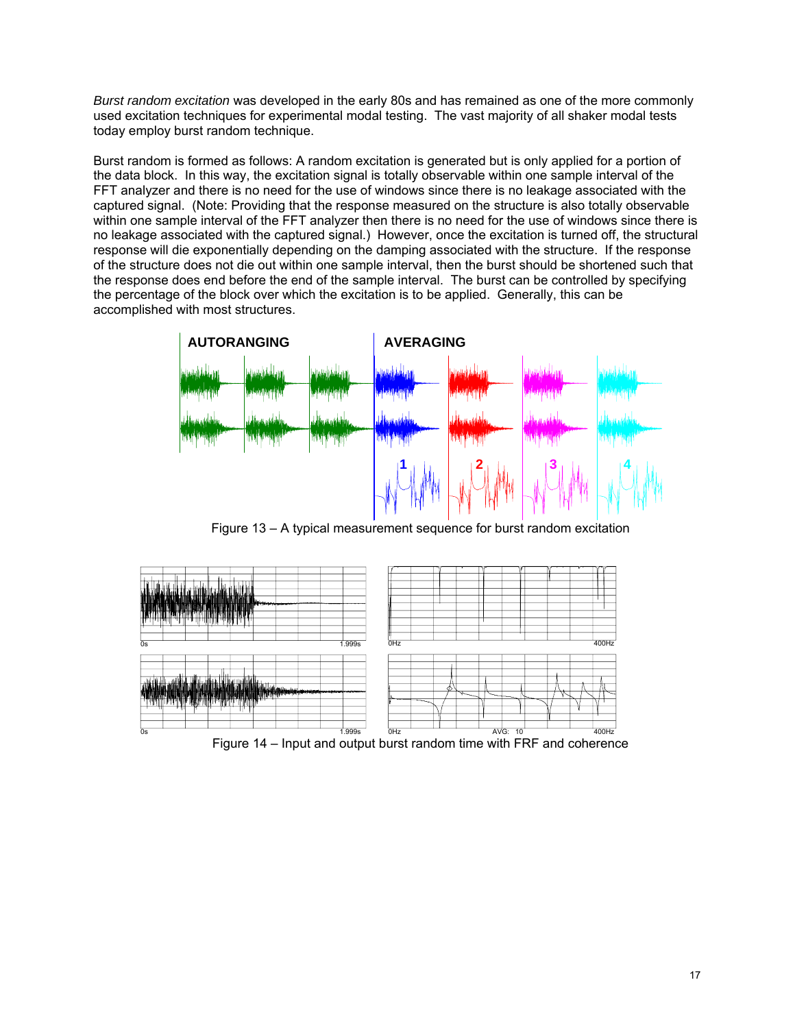*Burst random excitation* was developed in the early 80s and has remained as one of the more commonly used excitation techniques for experimental modal testing. The vast majority of all shaker modal tests today employ burst random technique.

Burst random is formed as follows: A random excitation is generated but is only applied for a portion of the data block. In this way, the excitation signal is totally observable within one sample interval of the FFT analyzer and there is no need for the use of windows since there is no leakage associated with the captured signal. (Note: Providing that the response measured on the structure is also totally observable within one sample interval of the FFT analyzer then there is no need for the use of windows since there is no leakage associated with the captured signal.) However, once the excitation is turned off, the structural response will die exponentially depending on the damping associated with the structure. If the response of the structure does not die out within one sample interval, then the burst should be shortened such that the response does end before the end of the sample interval. The burst can be controlled by specifying the percentage of the block over which the excitation is to be applied. Generally, this can be accomplished with most structures.

Figure 13 – A typical measurement sequence for burst random excitation

Figure 14 – Input and output burst random time with FRF and coherence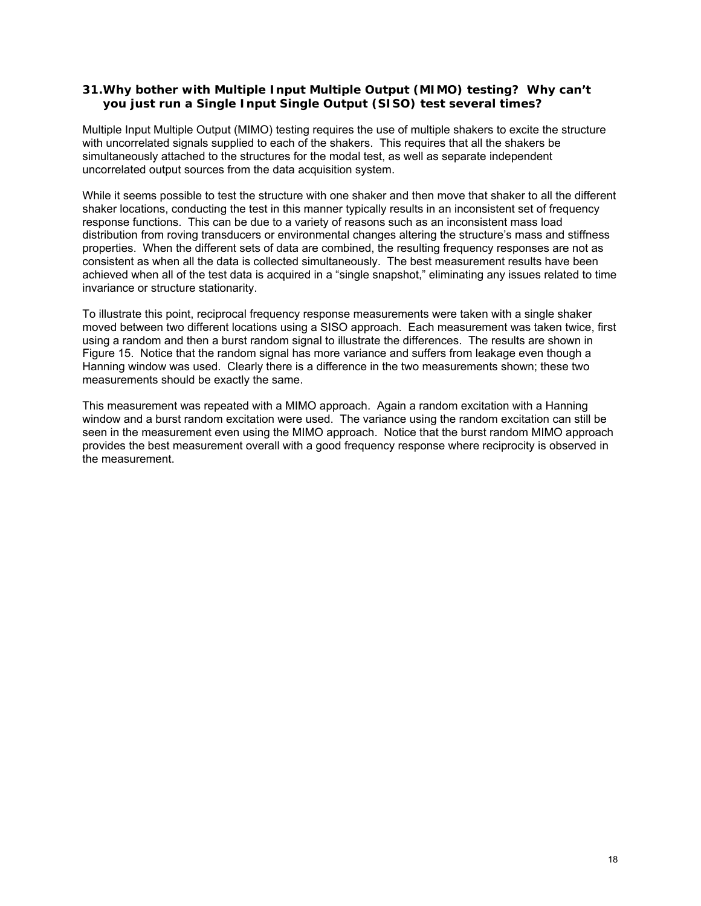### 31. Why bother with Multiple Input Multiple Output (MIMO) testing? Why can't you just run a Single Input Single Output (SISO) test several times?

Multiple Input Multiple Output (MIMO) testing requires the use of multiple shakers to excite the structure with uncorrelated signals supplied to each of the shakers. This requires that all the shakers be simultaneously attached to the structures for the modal test, as well as separate independent uncorrelated output sources from the data acquisition system.

While it seems possible to test the structure with one shaker and then move that shaker to all the different shaker locations, conducting the test in this manner typically results in an inconsistent set of frequency response functions. This can be due to a variety of reasons such as an inconsistent mass load distribution from roving transducers or environmental changes altering the structure's mass and stiffness properties. When the different sets of data are combined, the resulting frequency responses are not as consistent as when all the data is collected simultaneously. The best measurement results have been achieved when all of the test data is acquired in a "single snapshot," eliminating any issues related to time invariance or structure stationarity.

To illustrate this point, reciprocal frequency response measurements were taken with a single shaker moved between two different locations using a SISO approach. Each measurement was taken twice, first using a random and then a burst random signal to illustrate the differences. The results are shown in Figure 15. Notice that the random signal has more variance and suffers from leakage even though a Hanning window was used. Clearly there is a difference in the two measurements shown; these two measurements should be exactly the same.

This measurement was repeated with a MIMO approach. Again a random excitation with a Hanning window and a burst random excitation were used. The variance using the random excitation can still be seen in the measurement even using the MIMO approach. Notice that the burst random MIMO approach provides the best measurement overall with a good frequency response where reciprocity is observed in the measurement.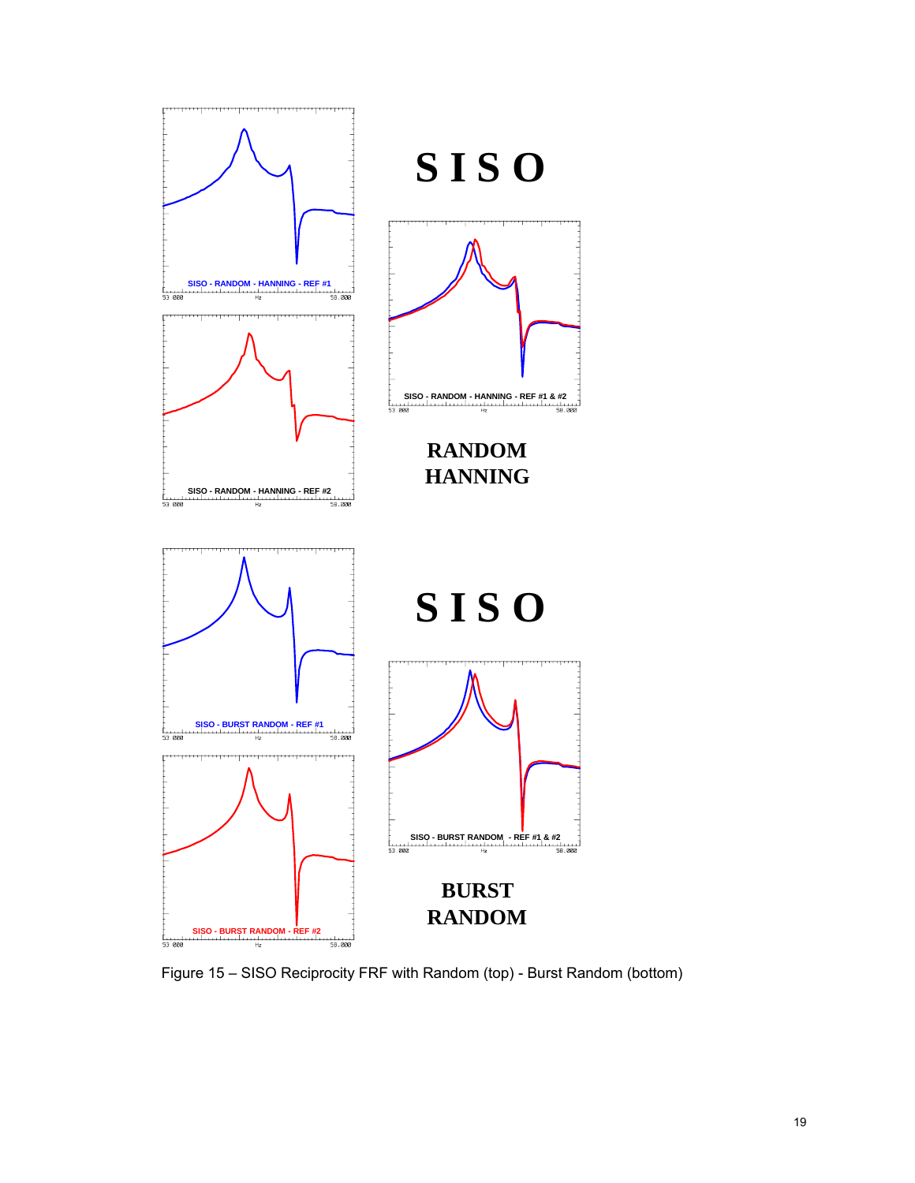SISO

RANDOM HANNING

SISO

BURST RANDOM

Figure 15 – SISO Reciprocity FRF with Random (top) - Burst Random (bottom)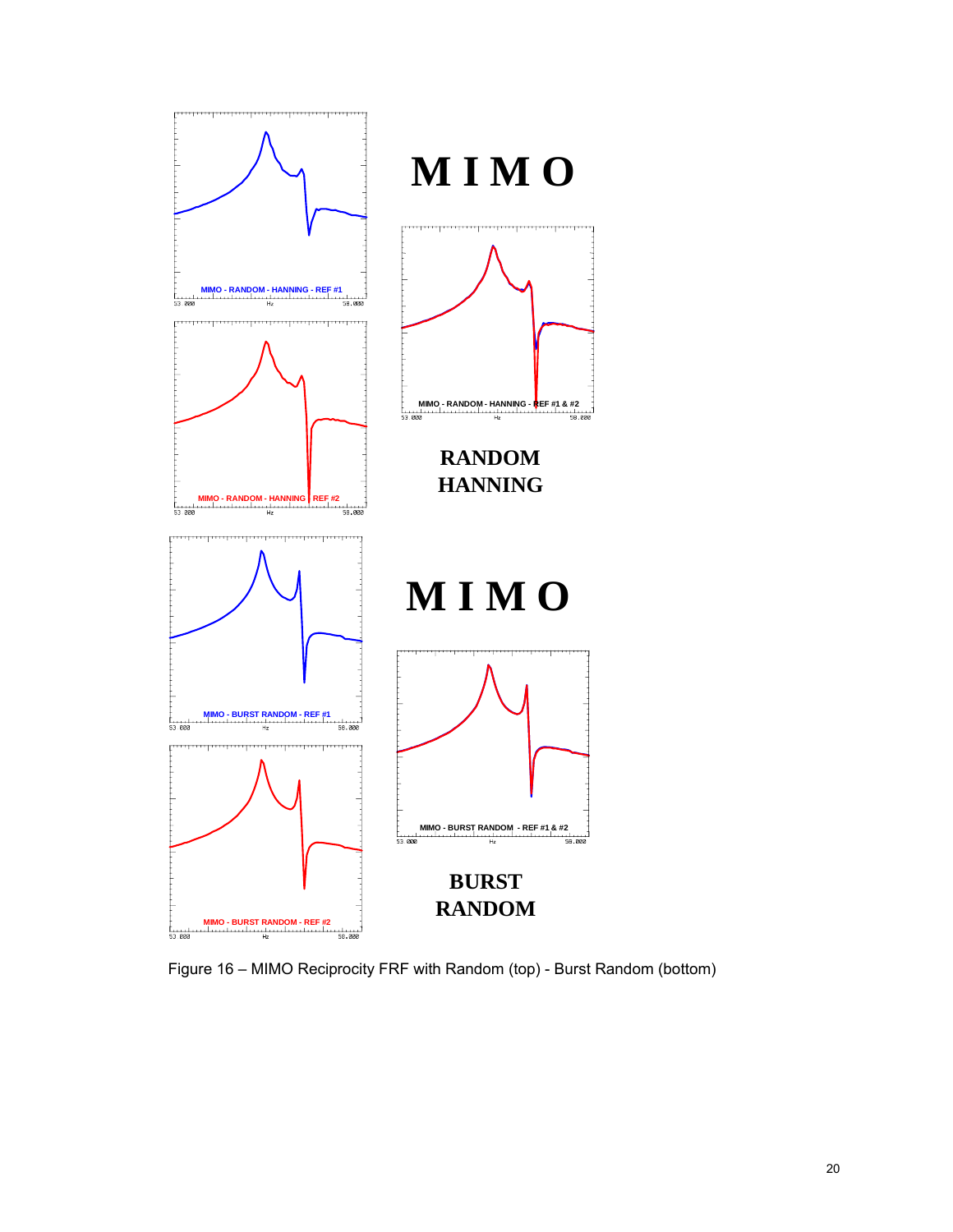MIMO - RANDOM - HANNING - REF #1

53.000 Hz 58.000

MIMO - RANDOM - HANNING - REF #2

53.000 Hz 58.000

**MIMO**

MIMO - RANDOM - HANNING - REF #1 & #2

53.000 Hz 58.000

**RANDOM HANNING**

MIMO - BURST RANDOM - REF #1

53.000 Hz 58.000

MIMO - BURST RANDOM - REF #2

53.000 Hz 58.000

**MIMO**

MIMO - BURST RANDOM - REF #1 & #2

53.000 Hz 58.000

**BURST RANDOM**

Figure 16 – MIMO Reciprocity FRF with Random (top) - Burst Random (bottom)